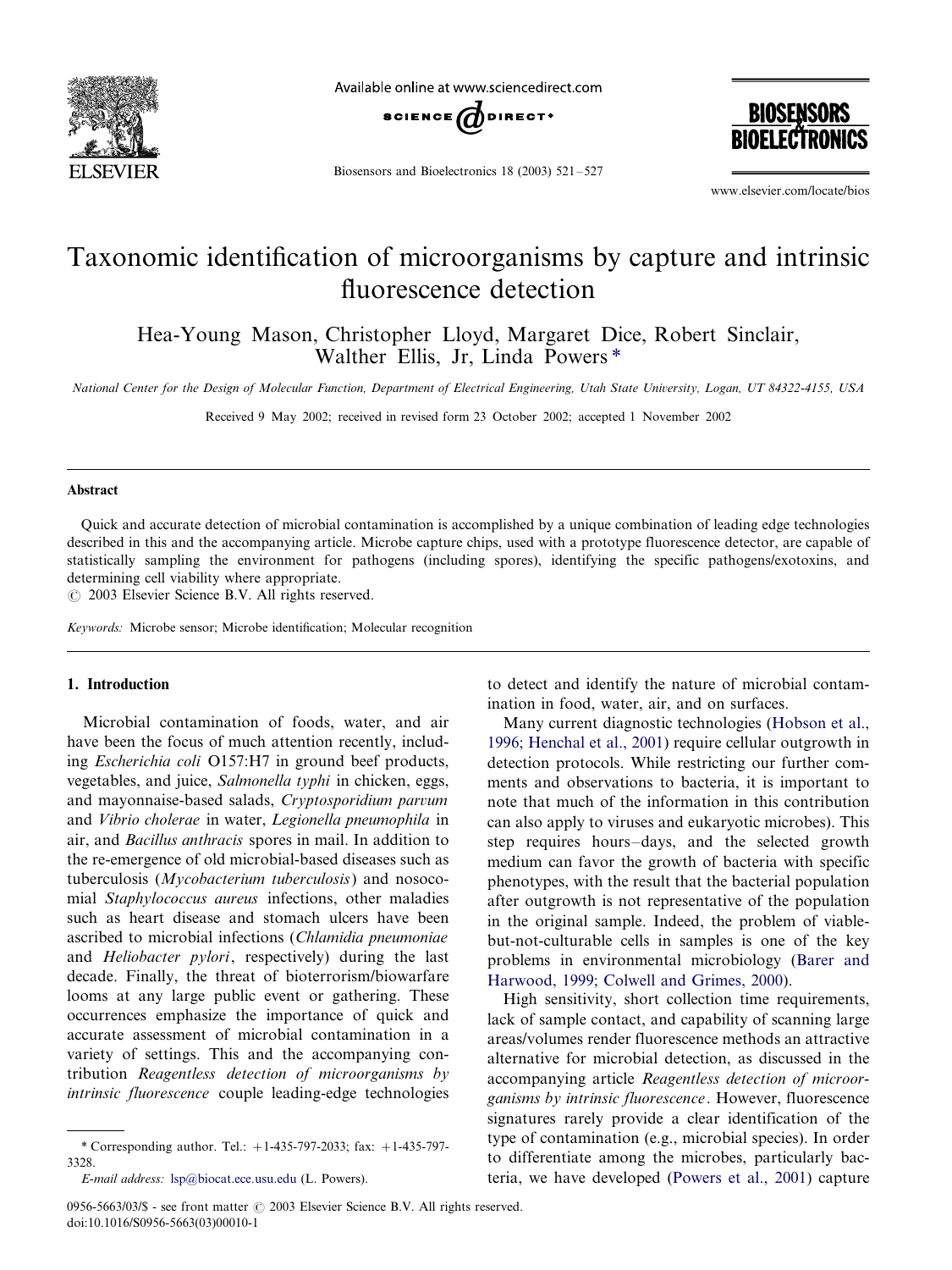# Taxonomic identification of microorganisms by capture and intrinsic fluorescence detection

Hea-Young Mason, Christopher Lloyd, Margaret Dice, Robert Sinclair, Walther Ellis, Jr, Linda Powers *

*National Center for the Design of Molecular Function, Department of Electrical Engineering, Utah State University, Logan, UT 84322-4155, USA*

Received 9 May 2002; received in revised form 23 October 2002; accepted 1 November 2002

## Abstract

Quick and accurate detection of microbial contamination is accomplished by a unique combination of leading edge technologies described in this and the accompanying article. Microbe capture chips, used with a prototype fluorescence detector, are capable of statistically sampling the environment for pathogens (including spores), identifying the specific pathogens/exotoxins, and determining cell viability where appropriate.

© 2003 Elsevier Science B.V. All rights reserved.

*Keywords:* Microbe sensor; Microbe identification; Molecular recognition

## 1. Introduction

Microbial contamination of foods, water, and air have been the focus of much attention recently, including *Escherichia coli* O157:H7 in ground beef products, vegetables, and juice, *Salmonella typhi* in chicken, eggs, and mayonnaise-based salads, *Cryptosporidium parvum* and *Vibrio cholerae* in water, *Legionella pneumophila* in air, and *Bacillus anthracis* spores in mail. In addition to the re-emergence of old microbial-based diseases such as tuberculosis (*Mycobacterium tuberculosis*) and nosocomial *Staphylococcus aureus* infections, other maladies such as heart disease and stomach ulcers have been ascribed to microbial infections (*Chlamidia pneumoniae* and *Heliobacter pylori*, respectively) during the last decade. Finally, the threat of bioterrorism/biowarfare looms at any large public event or gathering. These occurrences emphasize the importance of quick and accurate assessment of microbial contamination in a variety of settings. This and the accompanying contribution *Reagentless detection of microorganisms by intrinsic fluorescence* couple leading-edge technologies to detect and identify the nature of microbial contamination in food, water, air, and on surfaces.

Many current diagnostic technologies (Hobson et al., 1996; Henchal et al., 2001) require cellular outgrowth in detection protocols. While restricting our further comments and observations to bacteria, it is important to note that much of the information in this contribution can also apply to viruses and eukaryotic microbes). This step requires hours–days, and the selected growth medium can favor the growth of bacteria with specific phenotypes, with the result that the bacterial population after outgrowth is not representative of the population in the original sample. Indeed, the problem of viable-but-not-culturable cells in samples is one of the key problems in environmental microbiology (Barer and Harwood, 1999; Colwell and Grimes, 2000).

High sensitivity, short collection time requirements, lack of sample contact, and capability of scanning large areas/volumes render fluorescence methods an attractive alternative for microbial detection, as discussed in the accompanying article *Reagentless detection of microorganisms by intrinsic fluorescence*. However, fluorescence signatures rarely provide a clear identification of the type of contamination (e.g., microbial species). In order to differentiate among the microbes, particularly bacteria, we have developed (Powers et al., 2001) capture

---

* Corresponding author. Tel.: +1-435-797-2033; fax: +1-435-797-3328.

*E-mail address:* lsp@biocat.ece.usu.edu (L. Powers).

0956-5663/03/$ - see front matter © 2003 Elsevier Science B.V. All rights reserved.
doi:10.1016/S0956-5663(03)00010-1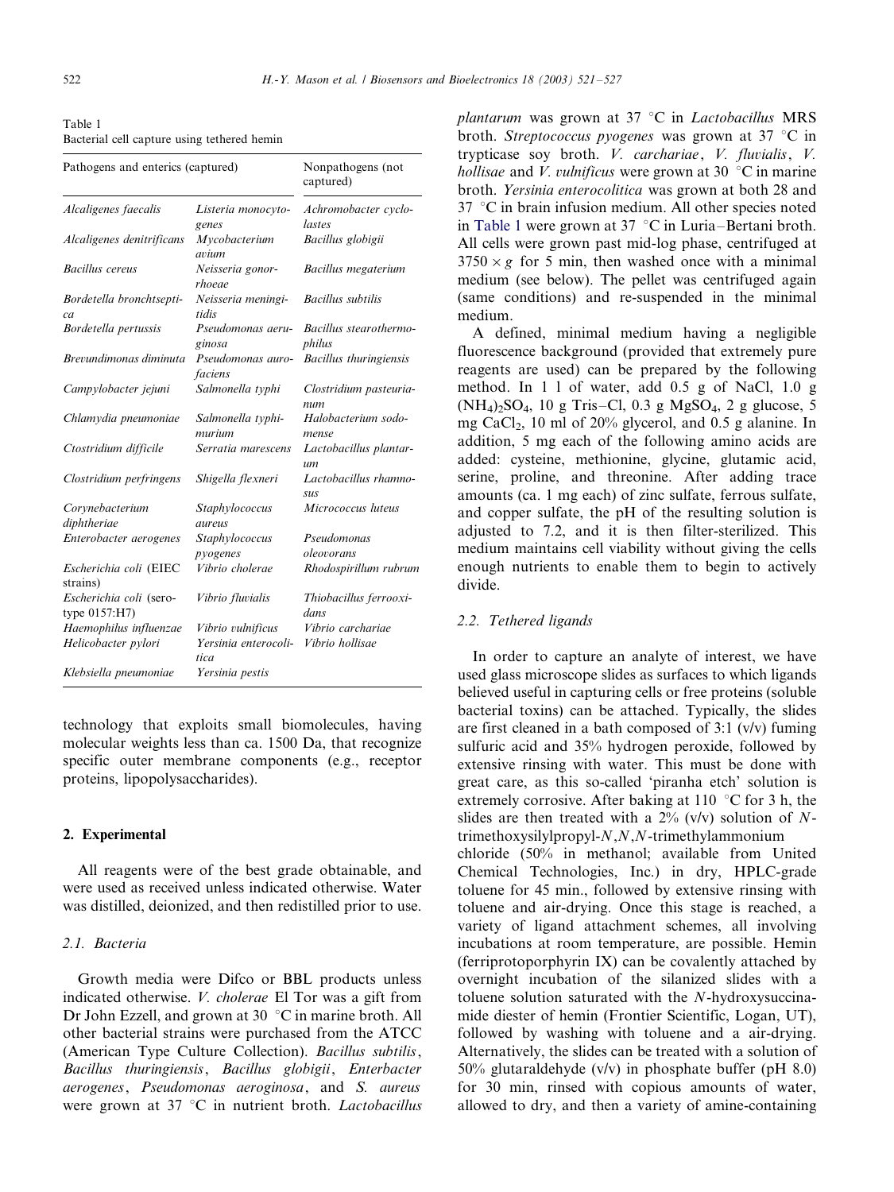Table 1
Bacterial cell capture using tethered hemin

| Pathogens and enterics (captured) | | Nonpathogens (not captured) |
|---|---|---|
| *Alcaligenes faecalis* | *Listeria monocytogenes* | *Achromobacter cycloclastes* |
| *Alcaligenes denitrificans* | *Mycobacterium avium* | *Bacillus globigii* |
| *Bacillus cereus* | *Neisseria gonorrhoeae* | *Bacillus megaterium* |
| *Bordetella bronchtseptica* | *Neisseria meningitidis* | *Bacillus subtilis* |
| *Bordetella pertussis* | *Pseudomonas aeruginosa* | *Bacillus stearothermophilus* |
| *Brevundimonas diminuta* | *Pseudomonas aurofaciens* | *Bacillus thuringiensis* |
| *Campylobacter jejuni* | *Salmonella typhi* | *Clostridium pasteurianum* |
| *Chlamydia pneumoniae* | *Salmonella typhimurium* | *Halobacterium sodomense* |
| *Ctostridium difficile* | *Serratia marescens* | *Lactobacillus plantarum* |
| *Clostridium perfringens* | *Shigella flexneri* | *Lactobacillus rhamnosus* |
| *Corynebacterium diphtheriae* | *Staphylococcus aureus* | *Micrococcus luteus* |
| *Enterobacter aerogenes* | *Staphylococcus pyogenes* | *Pseudomonas oleovorans* |
| *Escherichia coli* (EIEC strains) | *Vibrio cholerae* | *Rhodospirillum rubrum* |
| *Escherichia coli* (serotype 0157:H7) | *Vibrio fluvialis* | *Thiobacillus ferrooxidans* |
| *Haemophilus influenzae* | *Vibrio vulnificus* | *Vibrio carchariae* |
| *Helicobacter pylori* | *Yersinia enterocolitica* | *Vibrio hollisae* |
| *Klebsiella pneumoniae* | *Yersinia pestis* | |

technology that exploits small biomolecules, having molecular weights less than ca. 1500 Da, that recognize specific outer membrane components (e.g., receptor proteins, lipopolysaccharides).

## 2. Experimental

All reagents were of the best grade obtainable, and were used as received unless indicated otherwise. Water was distilled, deionized, and then redistilled prior to use.

### 2.1. Bacteria

Growth media were Difco or BBL products unless indicated otherwise. *V. cholerae* El Tor was a gift from Dr John Ezzell, and grown at 30 °C in marine broth. All other bacterial strains were purchased from the ATCC (American Type Culture Collection). *Bacillus subtilis*, *Bacillus thuringiensis*, *Bacillus globigii*, *Enterbacter aerogenes*, *Pseudomonas aeroginosa*, and *S. aureus* were grown at 37 °C in nutrient broth. *Lactobacillus plantarum* was grown at 37 °C in *Lactobacillus* MRS broth. *Streptococcus pyogenes* was grown at 37 °C in trypticase soy broth. *V. carchariae*, *V. fluvialis*, *V. hollisae* and *V. vulnificus* were grown at 30 °C in marine broth. *Yersinia enterocolitica* was grown at both 28 and 37 °C in brain infusion medium. All other species noted in Table 1 were grown at 37 °C in Luria–Bertani broth. All cells were grown past mid-log phase, centrifuged at $3750 \times g$ for 5 min, then washed once with a minimal medium (see below). The pellet was centrifuged again (same conditions) and re-suspended in the minimal medium.

A defined, minimal medium having a negligible fluorescence background (provided that extremely pure reagents are used) can be prepared by the following method. In 1 l of water, add 0.5 g of NaCl, 1.0 g $(NH_4)_2SO_4$, 10 g Tris–Cl, 0.3 g $MgSO_4$, 2 g glucose, 5 mg $CaCl_2$, 10 ml of 20% glycerol, and 0.5 g alanine. In addition, 5 mg each of the following amino acids are added: cysteine, methionine, glycine, glutamic acid, serine, proline, and threonine. After adding trace amounts (ca. 1 mg each) of zinc sulfate, ferrous sulfate, and copper sulfate, the pH of the resulting solution is adjusted to 7.2, and it is then filter-sterilized. This medium maintains cell viability without giving the cells enough nutrients to enable them to begin to actively divide.

### 2.2. Tethered ligands

In order to capture an analyte of interest, we have used glass microscope slides as surfaces to which ligands believed useful in capturing cells or free proteins (soluble bacterial toxins) can be attached. Typically, the slides are first cleaned in a bath composed of 3:1 (v/v) fuming sulfuric acid and 35% hydrogen peroxide, followed by extensive rinsing with water. This must be done with great care, as this so-called 'piranha etch' solution is extremely corrosive. After baking at 110 °C for 3 h, the slides are then treated with a 2% (v/v) solution of *N*-trimethoxysilylpropyl-*N*,*N*,*N*-trimethylammonium chloride (50% in methanol; available from United Chemical Technologies, Inc.) in dry, HPLC-grade toluene for 45 min., followed by extensive rinsing with toluene and air-drying. Once this stage is reached, a variety of ligand attachment schemes, all involving incubations at room temperature, are possible. Hemin (ferriprotoporphyrin IX) can be covalently attached by overnight incubation of the silanized slides with a toluene solution saturated with the *N*-hydroxysuccinamide diester of hemin (Frontier Scientific, Logan, UT), followed by washing with toluene and a air-drying. Alternatively, the slides can be treated with a solution of 50% glutaraldehyde (v/v) in phosphate buffer (pH 8.0) for 30 min, rinsed with copious amounts of water, allowed to dry, and then a variety of amine-containing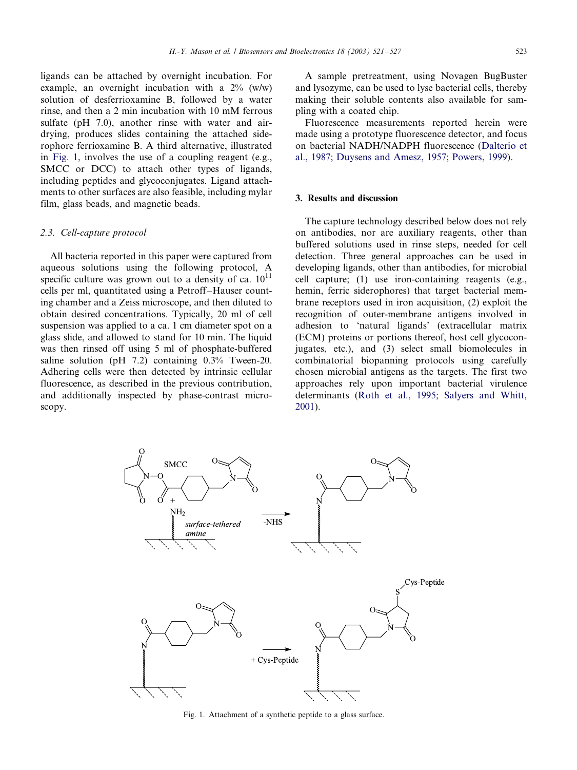ligands can be attached by overnight incubation. For example, an overnight incubation with a 2% (w/w) solution of desferrioxamine B, followed by a water rinse, and then a 2 min incubation with 10 mM ferrous sulfate (pH 7.0), another rinse with water and air-drying, produces slides containing the attached siderophore ferrioxamine B. A third alternative, illustrated in Fig. 1, involves the use of a coupling reagent (e.g., SMCC or DCC) to attach other types of ligands, including peptides and glycoconjugates. Ligand attachments to other surfaces are also feasible, including mylar film, glass beads, and magnetic beads.

### 2.3. Cell-capture protocol

All bacteria reported in this paper were captured from aqueous solutions using the following protocol, A specific culture was grown out to a density of ca. $10^{11}$ cells per ml, quantitated using a Petroff–Hauser counting chamber and a Zeiss microscope, and then diluted to obtain desired concentrations. Typically, 20 ml of cell suspension was applied to a ca. 1 cm diameter spot on a glass slide, and allowed to stand for 10 min. The liquid was then rinsed off using 5 ml of phosphate-buffered saline solution (pH 7.2) containing 0.3% Tween-20. Adhering cells were then detected by intrinsic cellular fluorescence, as described in the previous contribution, and additionally inspected by phase-contrast microscopy.

A sample pretreatment, using Novagen BugBuster and lysozyme, can be used to lyse bacterial cells, thereby making their soluble contents also available for sampling with a coated chip.

Fluorescence measurements reported herein were made using a prototype fluorescence detector, and focus on bacterial NADH/NADPH fluorescence (Dalterio et al., 1987; Duysens and Amesz, 1957; Powers, 1999).

## 3. Results and discussion

The capture technology described below does not rely on antibodies, nor are auxiliary reagents, other than buffered solutions used in rinse steps, needed for cell detection. Three general approaches can be used in developing ligands, other than antibodies, for microbial cell capture; (1) use iron-containing reagents (e.g., hemin, ferric siderophores) that target bacterial membrane receptors used in iron acquisition, (2) exploit the recognition of outer-membrane antigens involved in adhesion to 'natural ligands' (extracellular matrix (ECM) proteins or portions thereof, host cell glycoconjugates, etc.), and (3) select small biomolecules in combinatorial biopanning protocols using carefully chosen microbial antigens as the targets. The first two approaches rely upon important bacterial virulence determinants (Roth et al., 1995; Salyers and Whitt, 2001).

Fig. 1. Attachment of a synthetic peptide to a glass surface.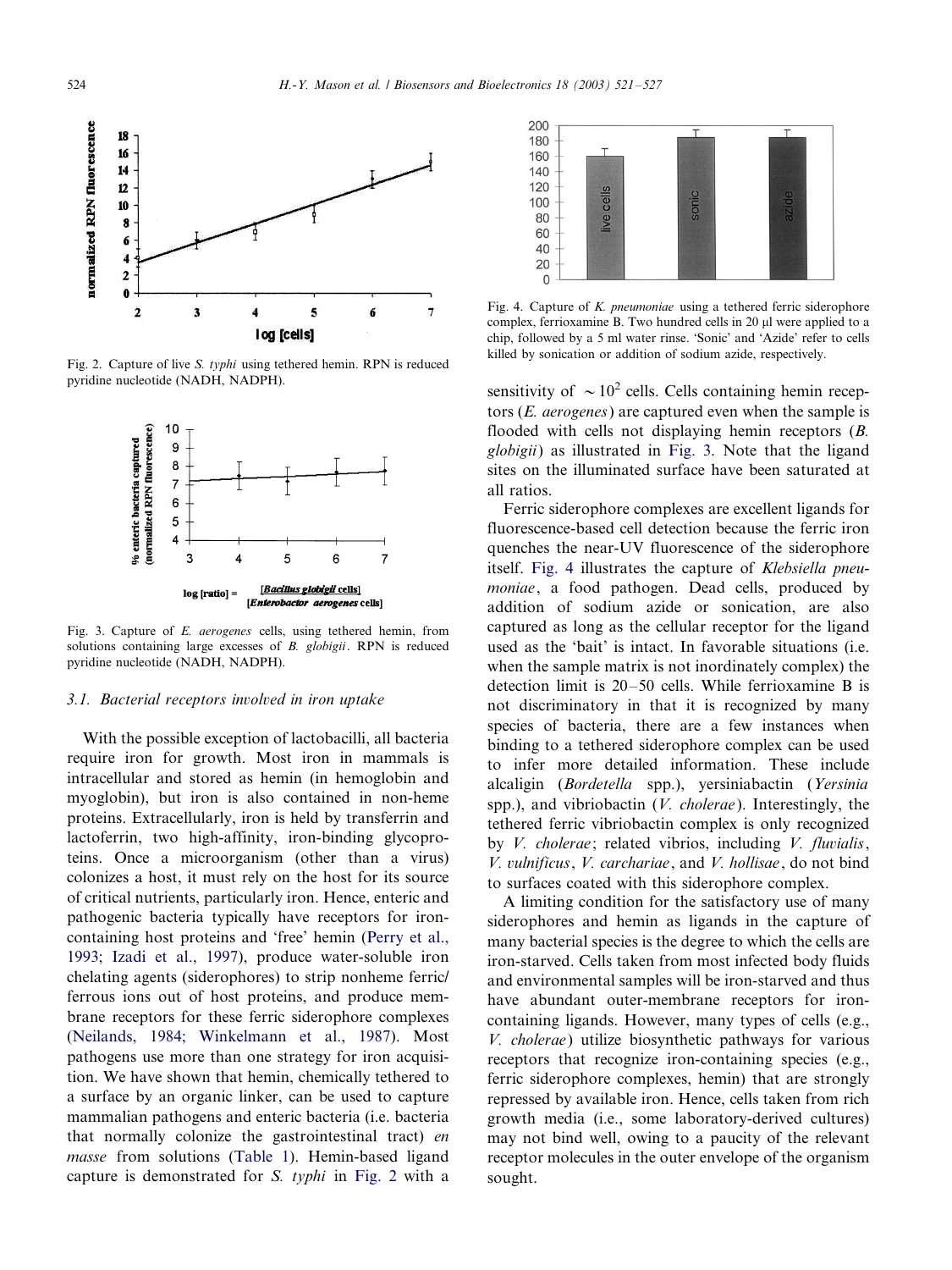Fig. 2. Capture of live *S. typhi* using tethered hemin. RPN is reduced pyridine nucleotide (NADH, NADPH).

Fig. 3. Capture of *E. aerogenes* cells, using tethered hemin, from solutions containing large excesses of *B. globigii*. RPN is reduced pyridine nucleotide (NADH, NADPH).

Fig. 4. Capture of *K. pneumoniae* using a tethered ferric siderophore complex, ferrioxamine B. Two hundred cells in 20 μl were applied to a chip, followed by a 5 ml water rinse. 'Sonic' and 'Azide' refer to cells killed by sonication or addition of sodium azide, respectively.

### 3.1. Bacterial receptors involved in iron uptake

With the possible exception of lactobacilli, all bacteria require iron for growth. Most iron in mammals is intracellular and stored as hemin (in hemoglobin and myoglobin), but iron is also contained in non-heme proteins. Extracellularly, iron is held by transferrin and lactoferrin, two high-affinity, iron-binding glycoproteins. Once a microorganism (other than a virus) colonizes a host, it must rely on the host for its source of critical nutrients, particularly iron. Hence, enteric and pathogenic bacteria typically have receptors for iron-containing host proteins and 'free' hemin (Perry et al., 1993; Izadi et al., 1997), produce water-soluble iron chelating agents (siderophores) to strip nonheme ferric/ferrous ions out of host proteins, and produce membrane receptors for these ferric siderophore complexes (Neilands, 1984; Winkelmann et al., 1987). Most pathogens use more than one strategy for iron acquisition. We have shown that hemin, chemically tethered to a surface by an organic linker, can be used to capture mammalian pathogens and enteric bacteria (i.e. bacteria that normally colonize the gastrointestinal tract) *en masse* from solutions (Table 1). Hemin-based ligand capture is demonstrated for *S. typhi* in Fig. 2 with a sensitivity of $\sim 10^2$ cells. Cells containing hemin receptors (*E. aerogenes*) are captured even when the sample is flooded with cells not displaying hemin receptors (*B. globigii*) as illustrated in Fig. 3. Note that the ligand sites on the illuminated surface have been saturated at all ratios.

Ferric siderophore complexes are excellent ligands for fluorescence-based cell detection because the ferric iron quenches the near-UV fluorescence of the siderophore itself. Fig. 4 illustrates the capture of *Klebsiella pneumoniae*, a food pathogen. Dead cells, produced by addition of sodium azide or sonication, are also captured as long as the cellular receptor for the ligand used as the 'bait' is intact. In favorable situations (i.e. when the sample matrix is not inordinately complex) the detection limit is 20–50 cells. While ferrioxamine B is not discriminatory in that it is recognized by many species of bacteria, there are a few instances when binding to a tethered siderophore complex can be used to infer more detailed information. These include alcaligin (*Bordetella* spp.), yersiniabactin (*Yersinia* spp.), and vibriobactin (*V. cholerae*). Interestingly, the tethered ferric vibriobactin complex is only recognized by *V. cholerae*; related vibrios, including *V. fluvialis*, *V. vulnificus*, *V. carchariae*, and *V. hollisae*, do not bind to surfaces coated with this siderophore complex.

A limiting condition for the satisfactory use of many siderophores and hemin as ligands in the capture of many bacterial species is the degree to which the cells are iron-starved. Cells taken from most infected body fluids and environmental samples will be iron-starved and thus have abundant outer-membrane receptors for iron-containing ligands. However, many types of cells (e.g., *V. cholerae*) utilize biosynthetic pathways for various receptors that recognize iron-containing species (e.g., ferric siderophore complexes, hemin) that are strongly repressed by available iron. Hence, cells taken from rich growth media (i.e., some laboratory-derived cultures) may not bind well, owing to a paucity of the relevant receptor molecules in the outer envelope of the organism sought.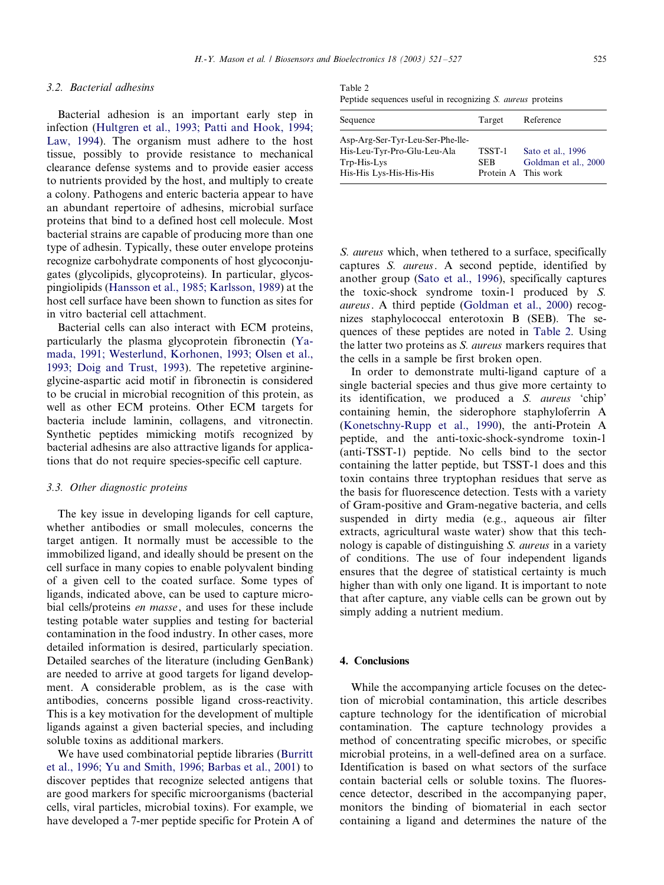### 3.2. Bacterial adhesins

Bacterial adhesion is an important early step in infection (Hultgren et al., 1993; Patti and Hook, 1994; Law, 1994). The organism must adhere to the host tissue, possibly to provide resistance to mechanical clearance defense systems and to provide easier access to nutrients provided by the host, and multiply to create a colony. Pathogens and enteric bacteria appear to have an abundant repertoire of adhesins, microbial surface proteins that bind to a defined host cell molecule. Most bacterial strains are capable of producing more than one type of adhesin. Typically, these outer envelope proteins recognize carbohydrate components of host glycoconjugates (glycolipids, glycoproteins). In particular, glycosphingiolipids (Hansson et al., 1985; Karlsson, 1989) at the host cell surface have been shown to function as sites for in vitro bacterial cell attachment.

Bacterial cells can also interact with ECM proteins, particularly the plasma glycoprotein fibronectin (Yamada, 1991; Westerlund, Korhonen, 1993; Olsen et al., 1993; Doig and Trust, 1993). The repetetive arginine-glycine-aspartic acid motif in fibronectin is considered to be crucial in microbial recognition of this protein, as well as other ECM proteins. Other ECM targets for bacteria include laminin, collagens, and vitronectin. Synthetic peptides mimicking motifs recognized by bacterial adhesins are also attractive ligands for applications that do not require species-specific cell capture.

### 3.3. Other diagnostic proteins

The key issue in developing ligands for cell capture, whether antibodies or small molecules, concerns the target antigen. It normally must be accessible to the immobilized ligand, and ideally should be present on the cell surface in many copies to enable polyvalent binding of a given cell to the coated surface. Some types of ligands, indicated above, can be used to capture microbial cells/proteins *en masse*, and uses for these include testing potable water supplies and testing for bacterial contamination in the food industry. In other cases, more detailed information is desired, particularly speciation. Detailed searches of the literature (including GenBank) are needed to arrive at good targets for ligand development. A considerable problem, as is the case with antibodies, concerns possible ligand cross-reactivity. This is a key motivation for the development of multiple ligands against a given bacterial species, and including soluble toxins as additional markers.

We have used combinatorial peptide libraries (Burritt et al., 1996; Yu and Smith, 1996; Barbas et al., 2001) to discover peptides that recognize selected antigens that are good markers for specific microorganisms (bacterial cells, viral particles, microbial toxins). For example, we have developed a 7-mer peptide specific for Protein A of *S. aureus* which, when tethered to a surface, specifically captures *S. aureus*. A second peptide, identified by another group (Sato et al., 1996), specifically captures the toxic-shock syndrome toxin-1 produced by *S. aureus*. A third peptide (Goldman et al., 2000) recognizes staphylococcal enterotoxin B (SEB). The sequences of these peptides are noted in Table 2. Using the latter two proteins as *S. aureus* markers requires that the cells in a sample be first broken open.

Table 2
Peptide sequences useful in recognizing *S. aureus* proteins

| Sequence | Target | Reference |
|---|---|---|
| Asp-Arg-Ser-Tyr-Leu-Ser-Phe-Ile-His-Leu-Tyr-Pro-Glu-Leu-Ala | TSST-1 | Sato et al., 1996 |
| Trp-His-Lys | SEB | Goldman et al., 2000 |
| His-His Lys-His-His-His | Protein A | This work |

In order to demonstrate multi-ligand capture of a single bacterial species and thus give more certainty to its identification, we produced a *S. aureus* 'chip' containing hemin, the siderophore staphyloferrin A (Konetschny-Rupp et al., 1990), the anti-Protein A peptide, and the anti-toxic-shock-syndrome toxin-1 (anti-TSST-1) peptide. No cells bind to the sector containing the latter peptide, but TSST-1 does and this toxin contains three tryptophan residues that serve as the basis for fluorescence detection. Tests with a variety of Gram-positive and Gram-negative bacteria, and cells suspended in dirty media (e.g., aqueous air filter extracts, agricultural waste water) show that this technology is capable of distinguishing *S. aureus* in a variety of conditions. The use of four independent ligands ensures that the degree of statistical certainty is much higher than with only one ligand. It is important to note that after capture, any viable cells can be grown out by simply adding a nutrient medium.

## 4. Conclusions

While the accompanying article focuses on the detection of microbial contamination, this article describes capture technology for the identification of microbial contamination. The capture technology provides a method of concentrating specific microbes, or specific microbial proteins, in a well-defined area on a surface. Identification is based on what sectors of the surface contain bacterial cells or soluble toxins. The fluorescence detector, described in the accompanying paper, monitors the binding of biomaterial in each sector containing a ligand and determines the nature of the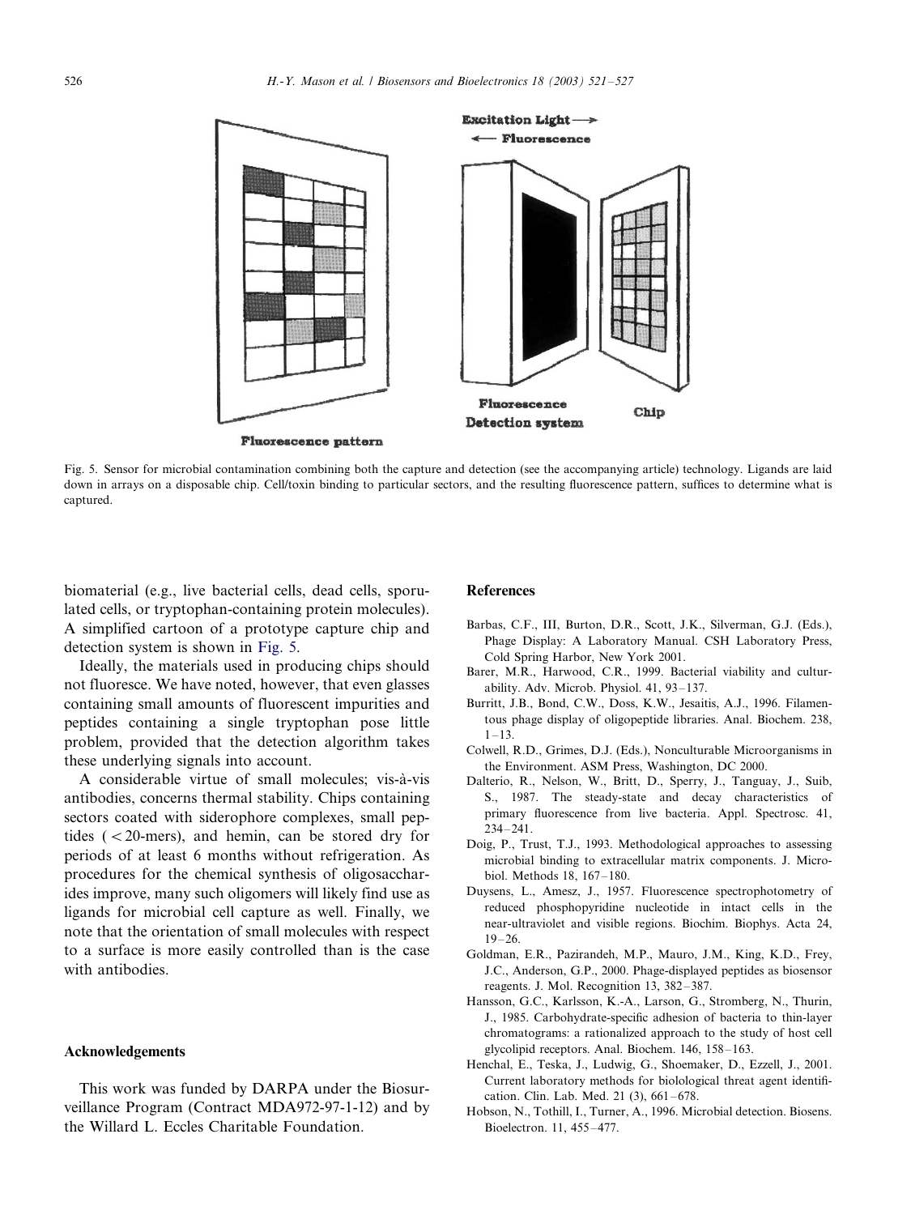Fig. 5. Sensor for microbial contamination combining both the capture and detection (see the accompanying article) technology. Ligands are laid down in arrays on a disposable chip. Cell/toxin binding to particular sectors, and the resulting fluorescence pattern, suffices to determine what is captured.

biomaterial (e.g., live bacterial cells, dead cells, sporulated cells, or tryptophan-containing protein molecules). A simplified cartoon of a prototype capture chip and detection system is shown in Fig. 5.

Ideally, the materials used in producing chips should not fluoresce. We have noted, however, that even glasses containing small amounts of fluorescent impurities and peptides containing a single tryptophan pose little problem, provided that the detection algorithm takes these underlying signals into account.

A considerable virtue of small molecules; vis-à-vis antibodies, concerns thermal stability. Chips containing sectors coated with siderophore complexes, small peptides ( < 20-mers), and hemin, can be stored dry for periods of at least 6 months without refrigeration. As procedures for the chemical synthesis of oligosaccharides improve, many such oligomers will likely find use as ligands for microbial cell capture as well. Finally, we note that the orientation of small molecules with respect to a surface is more easily controlled than is the case with antibodies.

## Acknowledgements

This work was funded by DARPA under the Biosurveillance Program (Contract MDA972-97-1-12) and by the Willard L. Eccles Charitable Foundation.

## References

Barbas, C.F., III, Burton, D.R., Scott, J.K., Silverman, G.J. (Eds.), Phage Display: A Laboratory Manual. CSH Laboratory Press, Cold Spring Harbor, New York 2001.

Barer, M.R., Harwood, C.R., 1999. Bacterial viability and culturability. Adv. Microb. Physiol. 41, 93–137.

Burritt, J.B., Bond, C.W., Doss, K.W., Jesaitis, A.J., 1996. Filamentous phage display of oligopeptide libraries. Anal. Biochem. 238, 1–13.

Colwell, R.D., Grimes, D.J. (Eds.), Nonculturable Microorganisms in the Environment. ASM Press, Washington, DC 2000.

Dalterio, R., Nelson, W., Britt, D., Sperry, J., Tanguay, J., Suib, S., 1987. The steady-state and decay characteristics of primary fluorescence from live bacteria. Appl. Spectrosc. 41, 234–241.

Doig, P., Trust, T.J., 1993. Methodological approaches to assessing microbial binding to extracellular matrix components. J. Microbiol. Methods 18, 167–180.

Duysens, L., Amesz, J., 1957. Fluorescence spectrophotometry of reduced phosphopyridine nucleotide in intact cells in the near-ultraviolet and visible regions. Biochim. Biophys. Acta 24, 19–26.

Goldman, E.R., Pazirandeh, M.P., Mauro, J.M., King, K.D., Frey, J.C., Anderson, G.P., 2000. Phage-displayed peptides as biosensor reagents. J. Mol. Recognition 13, 382–387.

Hansson, G.C., Karlsson, K.-A., Larson, G., Stromberg, N., Thurin, J., 1985. Carbohydrate-specific adhesion of bacteria to thin-layer chromatograms: a rationalized approach to the study of host cell glycolipid receptors. Anal. Biochem. 146, 158–163.

Henchal, E., Teska, J., Ludwig, G., Shoemaker, D., Ezzell, J., 2001. Current laboratory methods for biolological threat agent identification. Clin. Lab. Med. 21 (3), 661–678.

Hobson, N., Tothill, I., Turner, A., 1996. Microbial detection. Biosens. Bioelectron. 11, 455–477.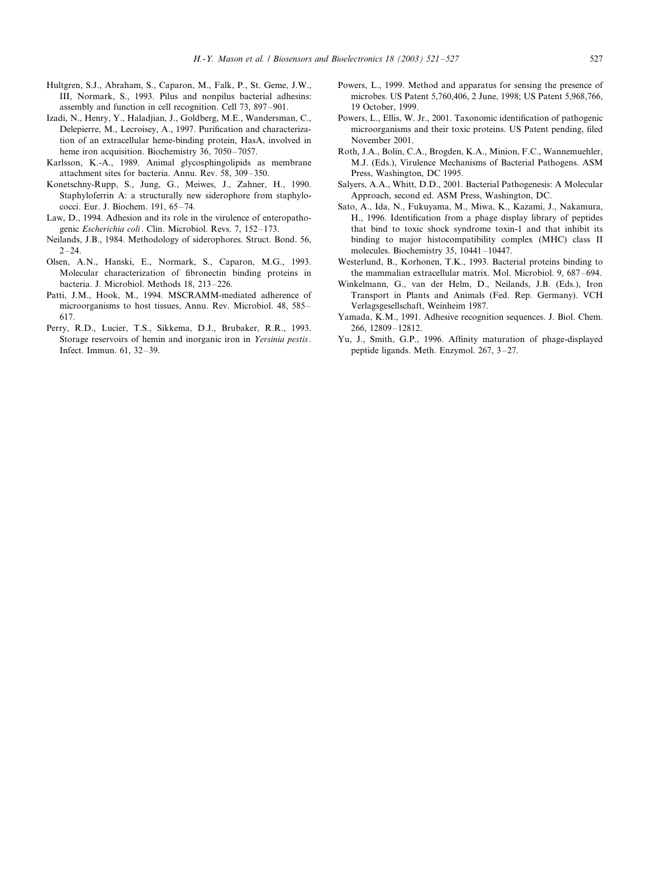Hultgren, S.J., Abraham, S., Caparon, M., Falk, P., St. Geme, J.W., III, Normark, S., 1993. Pilus and nonpilus bacterial adhesins: assembly and function in cell recognition. Cell 73, 897–901.

Izadi, N., Henry, Y., Haladjian, J., Goldberg, M.E., Wandersman, C., Delepierre, M., Lecroisey, A., 1997. Purification and characterization of an extracellular heme-binding protein, HasA, involved in heme iron acquisition. Biochemistry 36, 7050–7057.

Karlsson, K.-A., 1989. Animal glycosphingolipids as membrane attachment sites for bacteria. Annu. Rev. 58, 309–350.

Konetschny-Rupp, S., Jung, G., Meiwes, J., Zahner, H., 1990. Staphyloferrin A: a structurally new siderophore from staphylococci. Eur. J. Biochem. 191, 65–74.

Law, D., 1994. Adhesion and its role in the virulence of enteropathogenic *Escherichia coli*. Clin. Microbiol. Revs. 7, 152–173.

Neilands, J.B., 1984. Methodology of siderophores. Struct. Bond. 56, 2–24.

Olsen, A.N., Hanski, E., Normark, S., Caparon, M.G., 1993. Molecular characterization of fibronectin binding proteins in bacteria. J. Microbiol. Methods 18, 213–226.

Patti, J.M., Hook, M., 1994. MSCRAMM-mediated adherence of microorganisms to host tissues, Annu. Rev. Microbiol. 48, 585–617.

Perry, R.D., Lucier, T.S., Sikkema, D.J., Brubaker, R.R., 1993. Storage reservoirs of hemin and inorganic iron in *Yersinia pestis*. Infect. Immun. 61, 32–39.

Powers, L., 1999. Method and apparatus for sensing the presence of microbes. US Patent 5,760,406, 2 June, 1998; US Patent 5,968,766, 19 October, 1999.

Powers, L., Ellis, W. Jr., 2001. Taxonomic identification of pathogenic microorganisms and their toxic proteins. US Patent pending, filed November 2001.

Roth, J.A., Bolin, C.A., Brogden, K.A., Minion, F.C., Wannemuehler, M.J. (Eds.), Virulence Mechanisms of Bacterial Pathogens. ASM Press, Washington, DC 1995.

Salyers, A.A., Whitt, D.D., 2001. Bacterial Pathogenesis: A Molecular Approach, second ed. ASM Press, Washington, DC.

Sato, A., Ida, N., Fukuyama, M., Miwa, K., Kazami, J., Nakamura, H., 1996. Identification from a phage display library of peptides that bind to toxic shock syndrome toxin-1 and that inhibit its binding to major histocompatibility complex (MHC) class II molecules. Biochemistry 35, 10441–10447.

Westerlund, B., Korhonen, T.K., 1993. Bacterial proteins binding to the mammalian extracellular matrix. Mol. Microbiol. 9, 687–694.

Winkelmann, G., van der Helm, D., Neilands, J.B. (Eds.), Iron Transport in Plants and Animals (Fed. Rep. Germany). VCH Verlagsgesellschaft, Weinheim 1987.

Yamada, K.M., 1991. Adhesive recognition sequences. J. Biol. Chem. 266, 12809–12812.

Yu, J., Smith, G.P., 1996. Affinity maturation of phage-displayed peptide ligands. Meth. Enzymol. 267, 3–27.